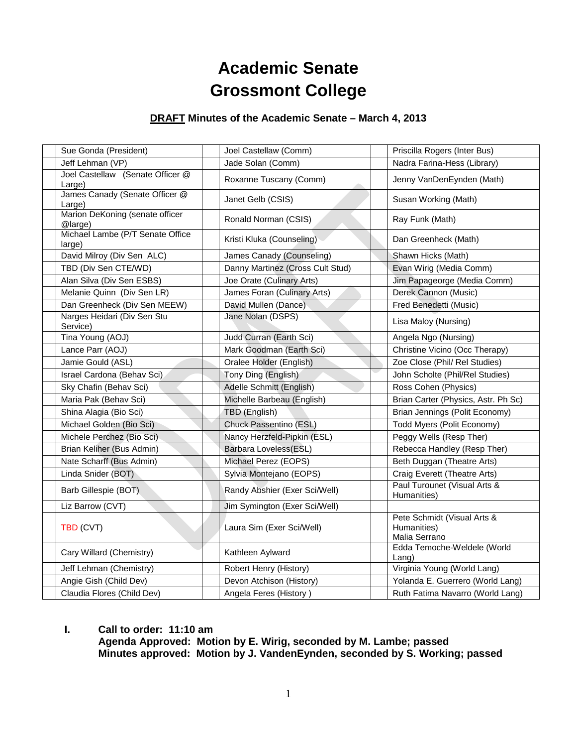# Academic Senate
# Grossmont College

## DRAFT Minutes of the Academic Senate – March 4, 2013

| | | | | | |
|---|---|---|---|---|---|
| | Sue Gonda (President) | | Joel Castellaw (Comm) | | Priscilla Rogers (Inter Bus) |
| | Jeff Lehman (VP) | | Jade Solan (Comm) | | Nadra Farina-Hess (Library) |
| | Joel Castellaw (Senate Officer @ Large) | | Roxanne Tuscany (Comm) | | Jenny VanDenEynden (Math) |
| | James Canady (Senate Officer @ Large) | | Janet Gelb (CSIS) | | Susan Working (Math) |
| | Marion DeKoning (senate officer @large) | | Ronald Norman (CSIS) | | Ray Funk (Math) |
| | Michael Lambe (P/T Senate Office large) | | Kristi Kluka (Counseling) | | Dan Greenheck (Math) |
| | David Milroy (Div Sen ALC) | | James Canady (Counseling) | | Shawn Hicks (Math) |
| | TBD (Div Sen CTE/WD) | | Danny Martinez (Cross Cult Stud) | | Evan Wirig (Media Comm) |
| | Alan Silva (Div Sen ESBS) | | Joe Orate (Culinary Arts) | | Jim Papageorge (Media Comm) |
| | Melanie Quinn (Div Sen LR) | | James Foran (Culinary Arts) | | Derek Cannon (Music) |
| | Dan Greenheck (Div Sen MEEW) | | David Mullen (Dance) | | Fred Benedetti (Music) |
| | Narges Heidari (Div Sen Stu Service) | | Jane Nolan (DSPS) | | Lisa Maloy (Nursing) |
| | Tina Young (AOJ) | | Judd Curran (Earth Sci) | | Angela Ngo (Nursing) |
| | Lance Parr (AOJ) | | Mark Goodman (Earth Sci) | | Christine Vicino (Occ Therapy) |
| | Jamie Gould (ASL) | | Oralee Holder (English) | | Zoe Close (Phil/ Rel Studies) |
| | Israel Cardona (Behav Sci) | | Tony Ding (English) | | John Scholte (Phil/Rel Studies) |
| | Sky Chafin (Behav Sci) | | Adelle Schmitt (English) | | Ross Cohen (Physics) |
| | Maria Pak (Behav Sci) | | Michelle Barbeau (English) | | Brian Carter (Physics, Astr. Ph Sc) |
| | Shina Alagia (Bio Sci) | | TBD (English) | | Brian Jennings (Polit Economy) |
| | Michael Golden (Bio Sci) | | Chuck Passentino (ESL) | | Todd Myers (Polit Economy) |
| | Michele Perchez (Bio Sci) | | Nancy Herzfeld-Pipkin (ESL) | | Peggy Wells (Resp Ther) |
| | Brian Keliher (Bus Admin) | | Barbara Loveless(ESL) | | Rebecca Handley (Resp Ther) |
| | Nate Scharff (Bus Admin) | | Michael Perez (EOPS) | | Beth Duggan (Theatre Arts) |
| | Linda Snider (BOT) | | Sylvia Montejano (EOPS) | | Craig Everett (Theatre Arts) |
| | Barb Gillespie (BOT) | | Randy Abshier (Exer Sci/Well) | | Paul Turounet (Visual Arts & Humanities) |
| | Liz Barrow (CVT) | | Jim Symington (Exer Sci/Well) | | |
| | TBD (CVT) | | Laura Sim (Exer Sci/Well) | | Pete Schmidt (Visual Arts & Humanities) Malia Serrano |
| | Cary Willard (Chemistry) | | Kathleen Aylward | | Edda Temoche-Weldele (World Lang) |
| | Jeff Lehman (Chemistry) | | Robert Henry (History) | | Virginia Young (World Lang) |
| | Angie Gish (Child Dev) | | Devon Atchison (History) | | Yolanda E. Guerrero (World Lang) |
| | Claudia Flores (Child Dev) | | Angela Feres (History ) | | Ruth Fatima Navarro (World Lang) |

**I. Call to order: 11:10 am**
**Agenda Approved: Motion by E. Wirig, seconded by M. Lambe; passed**
**Minutes approved: Motion by J. VandenEynden, seconded by S. Working; passed**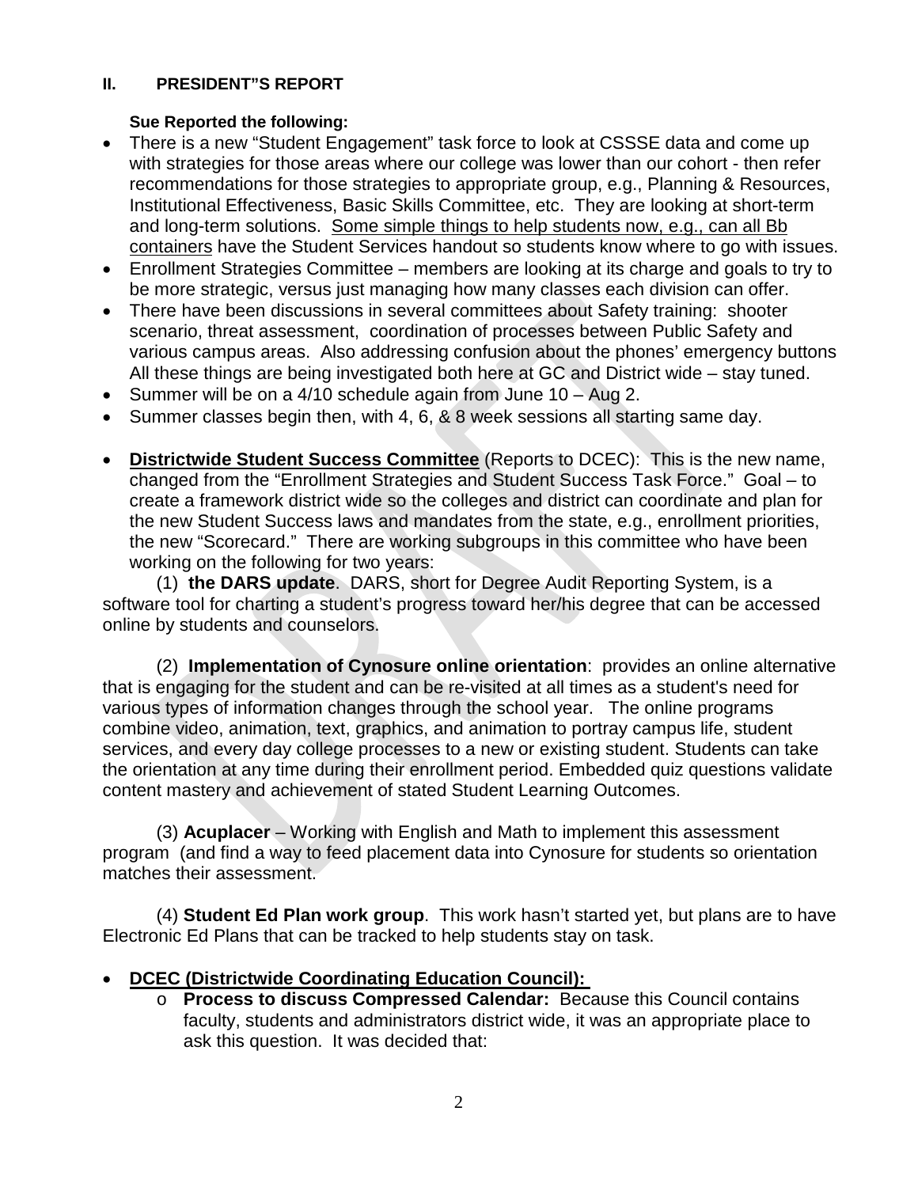## II. PRESIDENT"S REPORT

**Sue Reported the following:**

- There is a new "Student Engagement" task force to look at CSSSE data and come up with strategies for those areas where our college was lower than our cohort - then refer recommendations for those strategies to appropriate group, e.g., Planning & Resources, Institutional Effectiveness, Basic Skills Committee, etc. They are looking at short-term and long-term solutions. <u>Some simple things to help students now, e.g., can all Bb containers</u> have the Student Services handout so students know where to go with issues.
- Enrollment Strategies Committee – members are looking at its charge and goals to try to be more strategic, versus just managing how many classes each division can offer.
- There have been discussions in several committees about Safety training: shooter scenario, threat assessment, coordination of processes between Public Safety and various campus areas. Also addressing confusion about the phones' emergency buttons All these things are being investigated both here at GC and District wide – stay tuned.
- Summer will be on a 4/10 schedule again from June 10 – Aug 2.
- Summer classes begin then, with 4, 6, & 8 week sessions all starting same day.

- **<u>Districtwide Student Success Committee</u>** (Reports to DCEC): This is the new name, changed from the "Enrollment Strategies and Student Success Task Force." Goal – to create a framework district wide so the colleges and district can coordinate and plan for the new Student Success laws and mandates from the state, e.g., enrollment priorities, the new "Scorecard." There are working subgroups in this committee who have been working on the following for two years:

(1) **the DARS update**. DARS, short for Degree Audit Reporting System, is a software tool for charting a student's progress toward her/his degree that can be accessed online by students and counselors.

(2) **Implementation of Cynosure online orientation**: provides an online alternative that is engaging for the student and can be re-visited at all times as a student's need for various types of information changes through the school year. The online programs combine video, animation, text, graphics, and animation to portray campus life, student services, and every day college processes to a new or existing student. Students can take the orientation at any time during their enrollment period. Embedded quiz questions validate content mastery and achievement of stated Student Learning Outcomes.

(3) **Acuplacer** – Working with English and Math to implement this assessment program (and find a way to feed placement data into Cynosure for students so orientation matches their assessment.

(4) **Student Ed Plan work group**. This work hasn't started yet, but plans are to have Electronic Ed Plans that can be tracked to help students stay on task.

- **<u>DCEC (Districtwide Coordinating Education Council):</u>**
  - **Process to discuss Compressed Calendar:** Because this Council contains faculty, students and administrators district wide, it was an appropriate place to ask this question. It was decided that: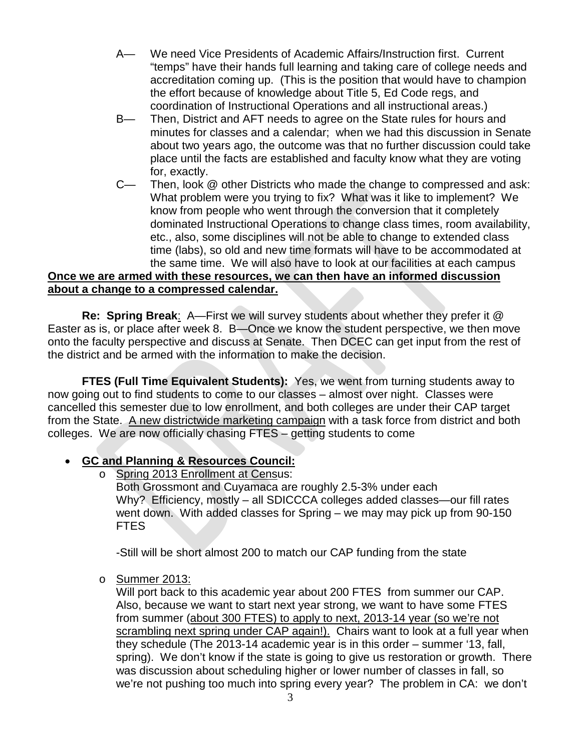A— We need Vice Presidents of Academic Affairs/Instruction first. Current "temps" have their hands full learning and taking care of college needs and accreditation coming up. (This is the position that would have to champion the effort because of knowledge about Title 5, Ed Code regs, and coordination of Instructional Operations and all instructional areas.)

B— Then, District and AFT needs to agree on the State rules for hours and minutes for classes and a calendar; when we had this discussion in Senate about two years ago, the outcome was that no further discussion could take place until the facts are established and faculty know what they are voting for, exactly.

C— Then, look @ other Districts who made the change to compressed and ask: What problem were you trying to fix? What was it like to implement? We know from people who went through the conversion that it completely dominated Instructional Operations to change class times, room availability, etc., also, some disciplines will not be able to change to extended class time (labs), so old and new time formats will have to be accommodated at the same time. We will also have to look at our facilities at each campus

**Once we are armed with these resources, we can then have an informed discussion about a change to a compressed calendar.**

**Re: Spring Break**: A—First we will survey students about whether they prefer it @ Easter as is, or place after week 8. B—Once we know the student perspective, we then move onto the faculty perspective and discuss at Senate. Then DCEC can get input from the rest of the district and be armed with the information to make the decision.

**FTES (Full Time Equivalent Students):** Yes, we went from turning students away to now going out to find students to come to our classes – almost over night. Classes were cancelled this semester due to low enrollment, and both colleges are under their CAP target from the State. A new districtwide marketing campaign with a task force from district and both colleges. We are now officially chasing FTES – getting students to come

- **GC and Planning & Resources Council:**
  - Spring 2013 Enrollment at Census:
    Both Grossmont and Cuyamaca are roughly 2.5-3% under each
    Why? Efficiency, mostly – all SDICCCA colleges added classes—our fill rates went down. With added classes for Spring – we may may pick up from 90-150 FTES

    -Still will be short almost 200 to match our CAP funding from the state

  - Summer 2013:
    Will port back to this academic year about 200 FTES from summer our CAP. Also, because we want to start next year strong, we want to have some FTES from summer (about 300 FTES) to apply to next, 2013-14 year (so we're not scrambling next spring under CAP again!). Chairs want to look at a full year when they schedule (The 2013-14 academic year is in this order – summer '13, fall, spring). We don't know if the state is going to give us restoration or growth. There was discussion about scheduling higher or lower number of classes in fall, so we're not pushing too much into spring every year? The problem in CA: we don't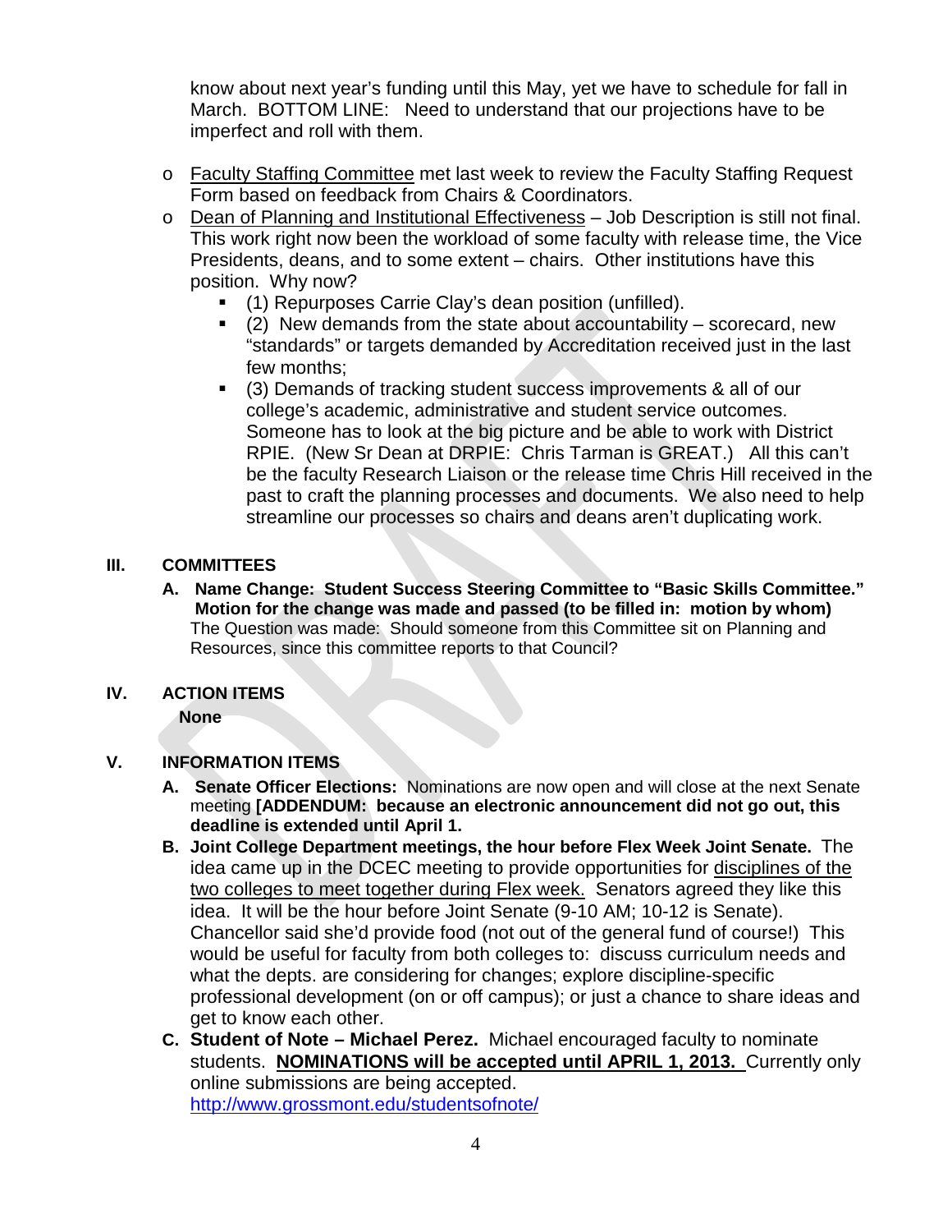know about next year's funding until this May, yet we have to schedule for fall in March. BOTTOM LINE: Need to understand that our projections have to be imperfect and roll with them.

- Faculty Staffing Committee met last week to review the Faculty Staffing Request Form based on feedback from Chairs & Coordinators.
- Dean of Planning and Institutional Effectiveness – Job Description is still not final. This work right now been the workload of some faculty with release time, the Vice Presidents, deans, and to some extent – chairs. Other institutions have this position. Why now?
  - (1) Repurposes Carrie Clay's dean position (unfilled).
  - (2) New demands from the state about accountability – scorecard, new "standards" or targets demanded by Accreditation received just in the last few months;
  - (3) Demands of tracking student success improvements & all of our college's academic, administrative and student service outcomes. Someone has to look at the big picture and be able to work with District RPIE. (New Sr Dean at DRPIE: Chris Tarman is GREAT.) All this can't be the faculty Research Liaison or the release time Chris Hill received in the past to craft the planning processes and documents. We also need to help streamline our processes so chairs and deans aren't duplicating work.

## III. COMMITTEES

**A. Name Change: Student Success Steering Committee to "Basic Skills Committee." Motion for the change was made and passed (to be filled in: motion by whom)**
The Question was made: Should someone from this Committee sit on Planning and Resources, since this committee reports to that Council?

## IV. ACTION ITEMS

**None**

## V. INFORMATION ITEMS

**A. Senate Officer Elections:** Nominations are now open and will close at the next Senate meeting **[ADDENDUM: because an electronic announcement did not go out, this deadline is extended until April 1.**

**B. Joint College Department meetings, the hour before Flex Week Joint Senate.** The idea came up in the DCEC meeting to provide opportunities for disciplines of the two colleges to meet together during Flex week. Senators agreed they like this idea. It will be the hour before Joint Senate (9-10 AM; 10-12 is Senate). Chancellor said she'd provide food (not out of the general fund of course!) This would be useful for faculty from both colleges to: discuss curriculum needs and what the depts. are considering for changes; explore discipline-specific professional development (on or off campus); or just a chance to share ideas and get to know each other.

**C. Student of Note – Michael Perez.** Michael encouraged faculty to nominate students. **NOMINATIONS will be accepted until APRIL 1, 2013.** Currently only online submissions are being accepted.
http://www.grossmont.edu/studentsofnote/